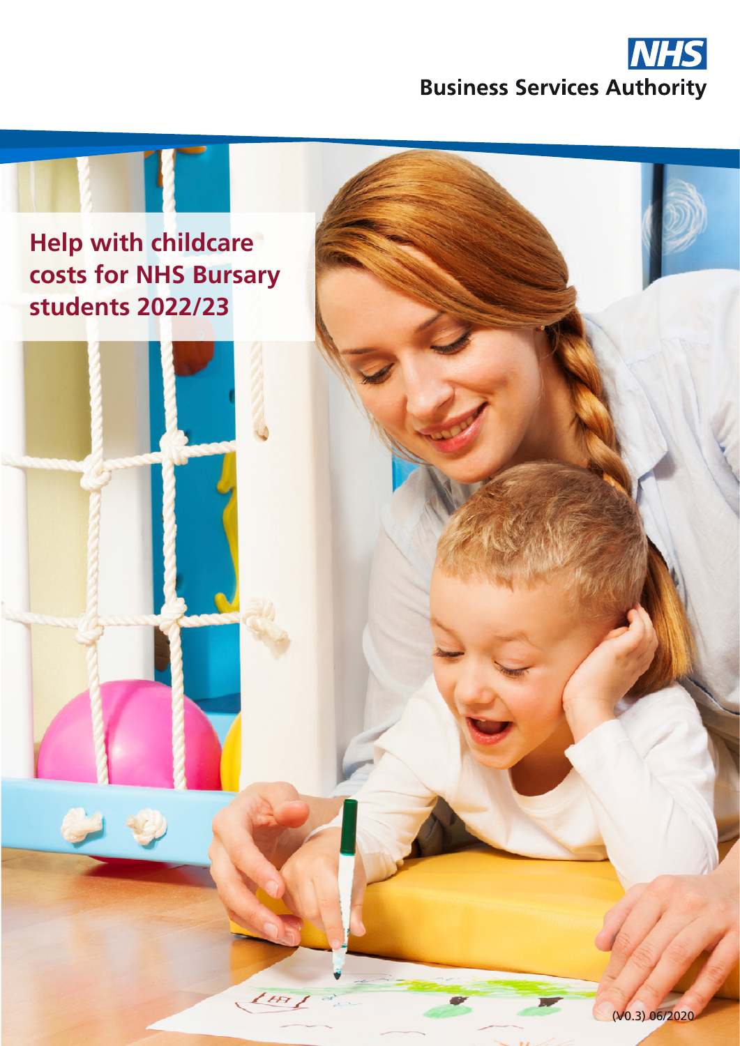NHS Business Services Authority

# Help with childcare costs for NHS Bursary students 2022/23

(V0.3) 06/2020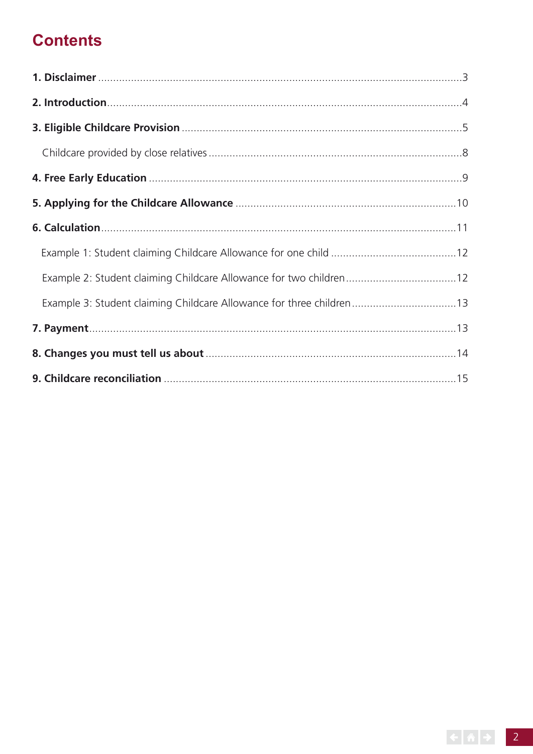# Contents

**1. Disclaimer** ........................................................................................................3

**2. Introduction** ......................................................................................................4

**3. Eligible Childcare Provision** ..............................................................................5

Childcare provided by close relatives .....................................................................8

**4. Free Early Education** ........................................................................................9

**5. Applying for the Childcare Allowance** .........................................................10

**6. Calculation** .......................................................................................................11

Example 1: Student claiming Childcare Allowance for one child ..........................12

Example 2: Student claiming Childcare Allowance for two children .....................12

Example 3: Student claiming Childcare Allowance for three children ...................13

**7. Payment** ...........................................................................................................13

**8. Changes you must tell us about** ....................................................................14

**9. Childcare reconciliation** .................................................................................15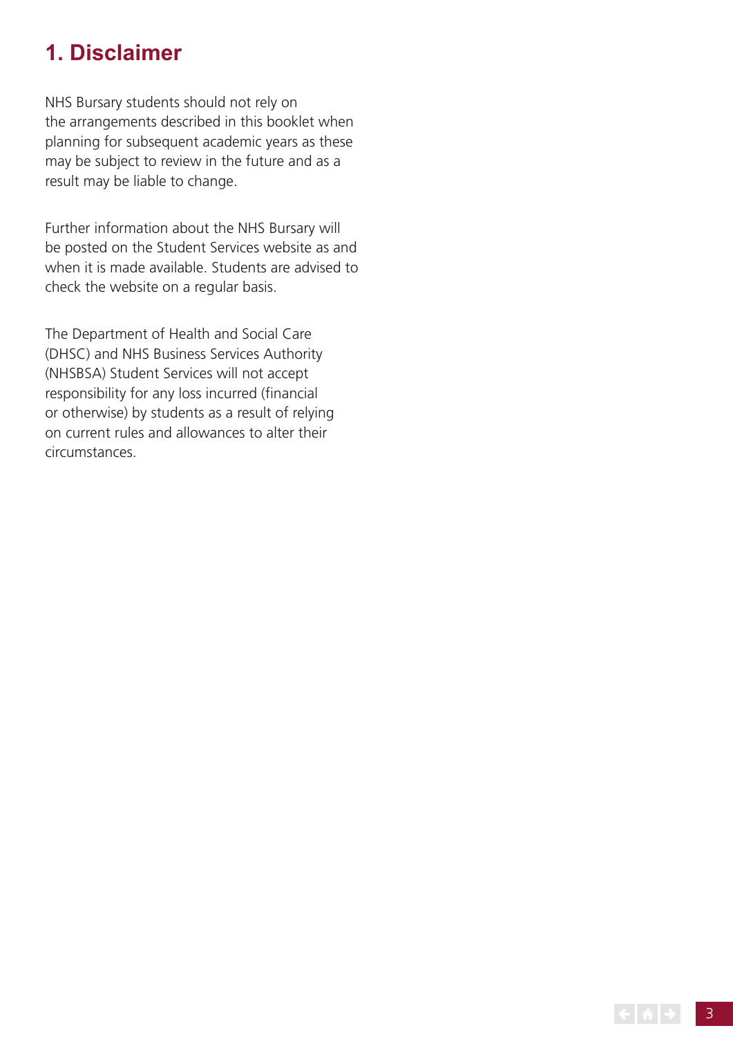# 1. Disclaimer

NHS Bursary students should not rely on the arrangements described in this booklet when planning for subsequent academic years as these may be subject to review in the future and as a result may be liable to change.

Further information about the NHS Bursary will be posted on the Student Services website as and when it is made available. Students are advised to check the website on a regular basis.

The Department of Health and Social Care (DHSC) and NHS Business Services Authority (NHSBSA) Student Services will not accept responsibility for any loss incurred (financial or otherwise) by students as a result of relying on current rules and allowances to alter their circumstances.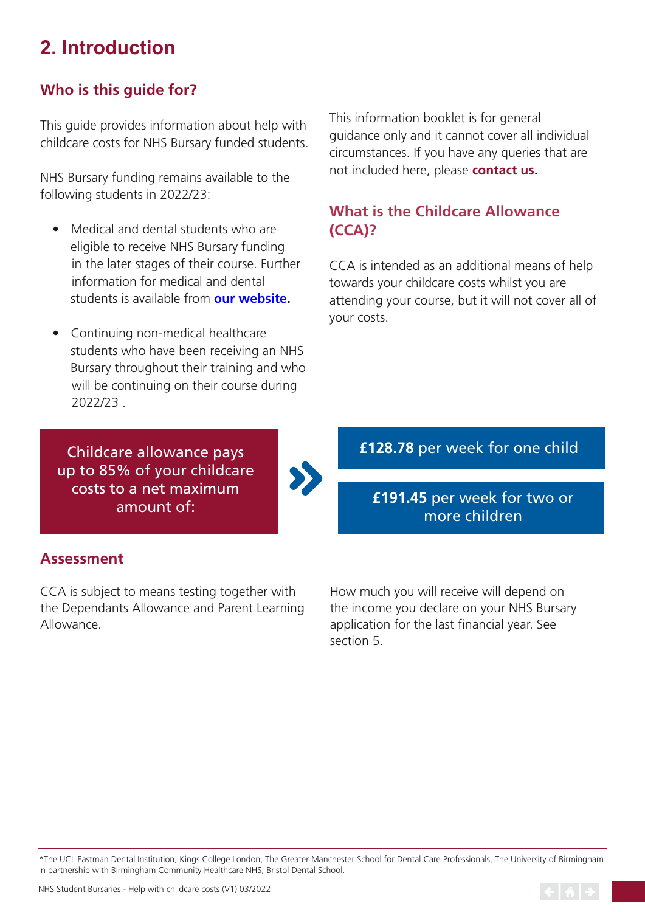# 2. Introduction

## Who is this guide for?

This guide provides information about help with childcare costs for NHS Bursary funded students.

NHS Bursary funding remains available to the following students in 2022/23:

- Medical and dental students who are eligible to receive NHS Bursary funding in the later stages of their course. Further information for medical and dental students is available from **our website**.
- Continuing non-medical healthcare students who have been receiving an NHS Bursary throughout their training and who will be continuing on their course during 2022/23 .

This information booklet is for general guidance only and it cannot cover all individual circumstances. If you have any queries that are not included here, please **contact us.**

## What is the Childcare Allowance (CCA)?

CCA is intended as an additional means of help towards your childcare costs whilst you are attending your course, but it will not cover all of your costs.

Childcare allowance pays up to 85% of your childcare costs to a net maximum amount of:

- **£128.78** per week for one child
- **£191.45** per week for two or more children

## Assessment

CCA is subject to means testing together with the Dependants Allowance and Parent Learning Allowance.

How much you will receive will depend on the income you declare on your NHS Bursary application for the last financial year. See section 5.

*The UCL Eastman Dental Institution, Kings College London, The Greater Manchester School for Dental Care Professionals, The University of Birmingham in partnership with Birmingham Community Healthcare NHS, Bristol Dental School.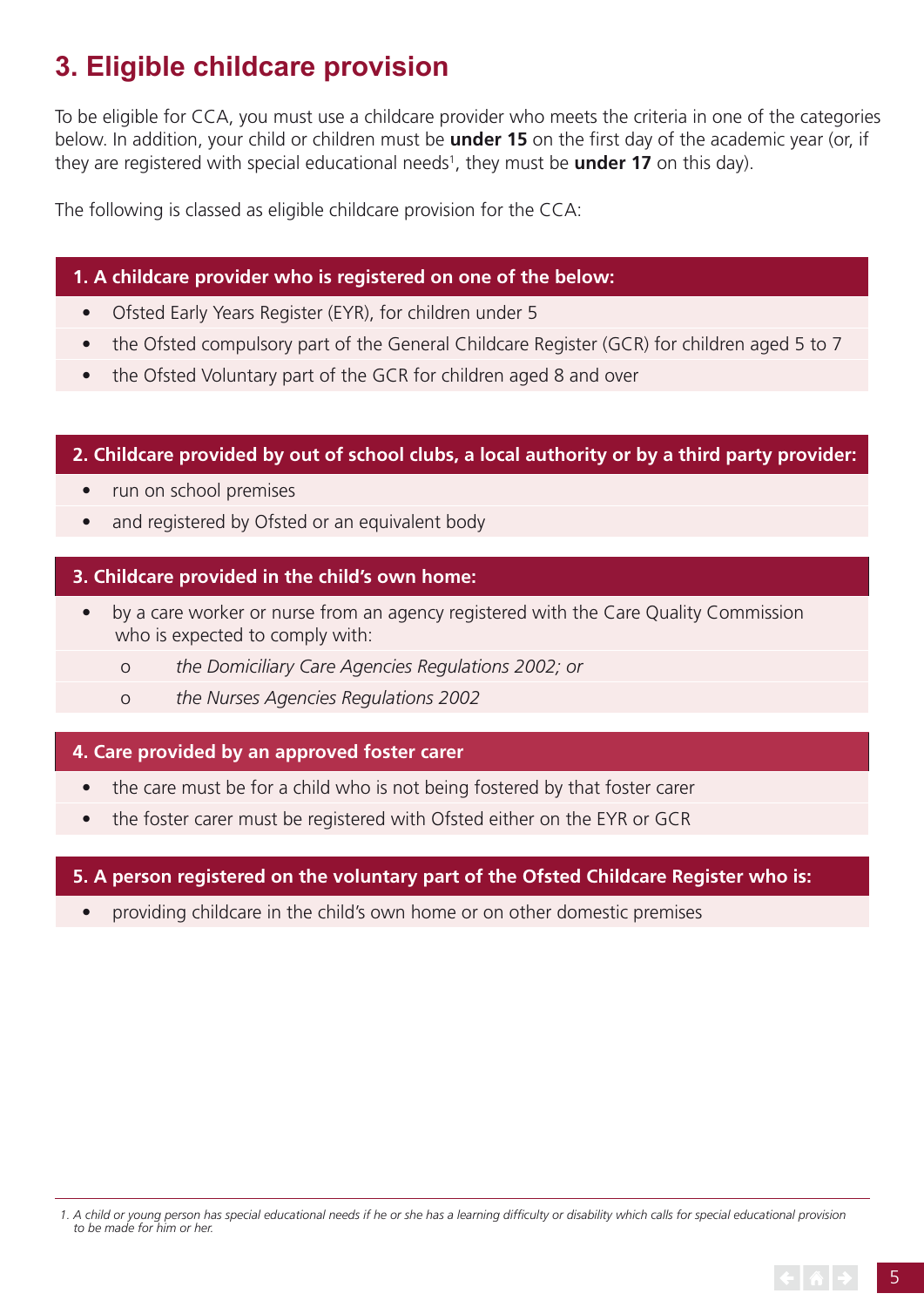## 3. Eligible childcare provision

To be eligible for CCA, you must use a childcare provider who meets the criteria in one of the categories below. In addition, your child or children must be **under 15** on the first day of the academic year (or, if they are registered with special educational needs[1], they must be **under 17** on this day).

The following is classed as eligible childcare provision for the CCA:

**1. A childcare provider who is registered on one of the below:**

- Ofsted Early Years Register (EYR), for children under 5
- the Ofsted compulsory part of the General Childcare Register (GCR) for children aged 5 to 7
- the Ofsted Voluntary part of the GCR for children aged 8 and over

**2. Childcare provided by out of school clubs, a local authority or by a third party provider:**

- run on school premises
- and registered by Ofsted or an equivalent body

**3. Childcare provided in the child's own home:**

- by a care worker or nurse from an agency registered with the Care Quality Commission who is expected to comply with:
  - *the Domiciliary Care Agencies Regulations 2002; or*
  - *the Nurses Agencies Regulations 2002*

**4. Care provided by an approved foster carer**

- the care must be for a child who is not being fostered by that foster carer
- the foster carer must be registered with Ofsted either on the EYR or GCR

**5. A person registered on the voluntary part of the Ofsted Childcare Register who is:**

- providing childcare in the child's own home or on other domestic premises

---

*1. A child or young person has special educational needs if he or she has a learning difficulty or disability which calls for special educational provision to be made for him or her.*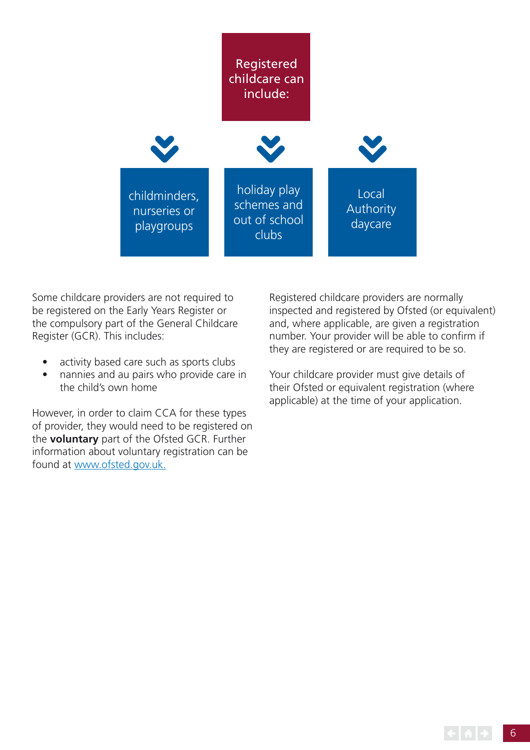**Registered childcare can include:**

- childminders, nurseries or playgroups
- holiday play schemes and out of school clubs
- Local Authority daycare

Some childcare providers are not required to be registered on the Early Years Register or the compulsory part of the General Childcare Register (GCR). This includes:

- activity based care such as sports clubs
- nannies and au pairs who provide care in the child's own home

However, in order to claim CCA for these types of provider, they would need to be registered on the **voluntary** part of the Ofsted GCR. Further information about voluntary registration can be found at [www.ofsted.gov.uk.](http://www.ofsted.gov.uk)

Registered childcare providers are normally inspected and registered by Ofsted (or equivalent) and, where applicable, are given a registration number. Your provider will be able to confirm if they are registered or are required to be so.

Your childcare provider must give details of their Ofsted or equivalent registration (where applicable) at the time of your application.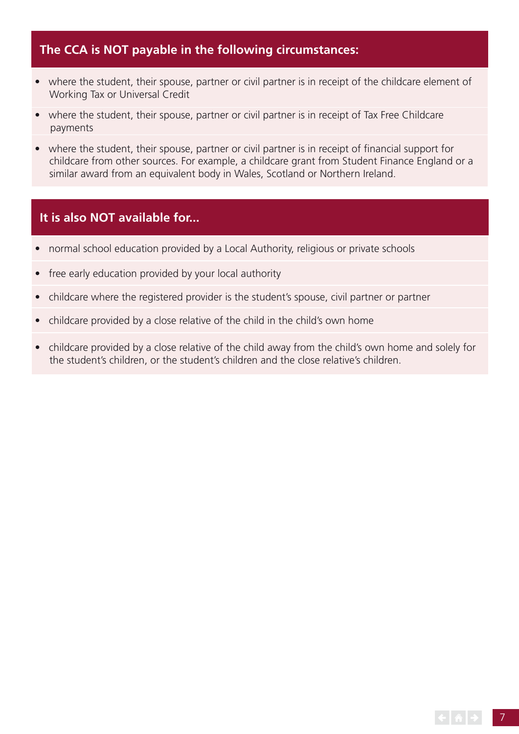## The CCA is NOT payable in the following circumstances:

- where the student, their spouse, partner or civil partner is in receipt of the childcare element of Working Tax or Universal Credit
- where the student, their spouse, partner or civil partner is in receipt of Tax Free Childcare payments
- where the student, their spouse, partner or civil partner is in receipt of financial support for childcare from other sources. For example, a childcare grant from Student Finance England or a similar award from an equivalent body in Wales, Scotland or Northern Ireland.

## It is also NOT available for...

- normal school education provided by a Local Authority, religious or private schools
- free early education provided by your local authority
- childcare where the registered provider is the student's spouse, civil partner or partner
- childcare provided by a close relative of the child in the child's own home
- childcare provided by a close relative of the child away from the child's own home and solely for the student's children, or the student's children and the close relative's children.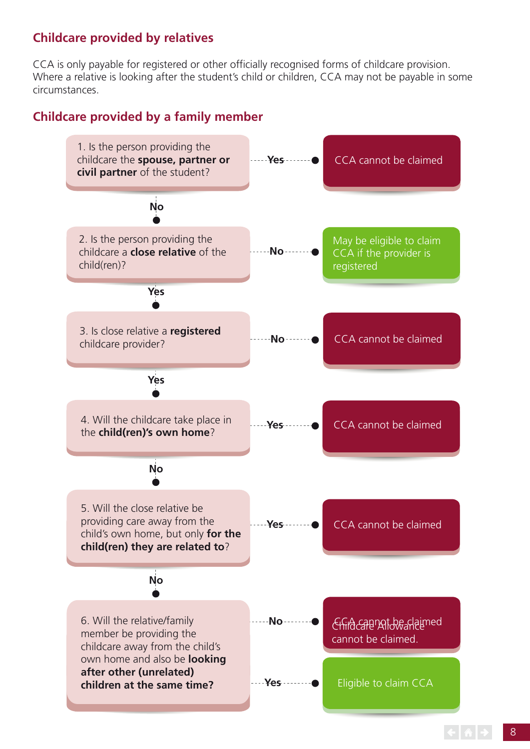## Childcare provided by relatives

CCA is only payable for registered or other officially recognised forms of childcare provision. Where a relative is looking after the student's child or children, CCA may not be payable in some circumstances.

## Childcare provided by a family member

1. Is the person providing the childcare the **spouse, partner or civil partner** of the student?
   - Yes → CCA cannot be claimed
   - No → go to question 2

2. Is the person providing the childcare a **close relative** of the child(ren)?
   - No → May be eligible to claim CCA if the provider is registered
   - Yes → go to question 3

3. Is close relative a **registered** childcare provider?
   - No → CCA cannot be claimed
   - Yes → go to question 4

4. Will the childcare take place in the **child(ren)'s own home**?
   - Yes → CCA cannot be claimed
   - No → go to question 5

5. Will the close relative be providing care away from the child's own home, but only **for the child(ren) they are related to**?
   - Yes → CCA cannot be claimed
   - No → go to question 6

6. Will the relative/family member be providing the childcare away from the child's own home and also be **looking after other (unrelated) children at the same time?**
   - No → CCA cannot be claimed / Childcare Allowance cannot be claimed.
   - Yes → Eligible to claim CCA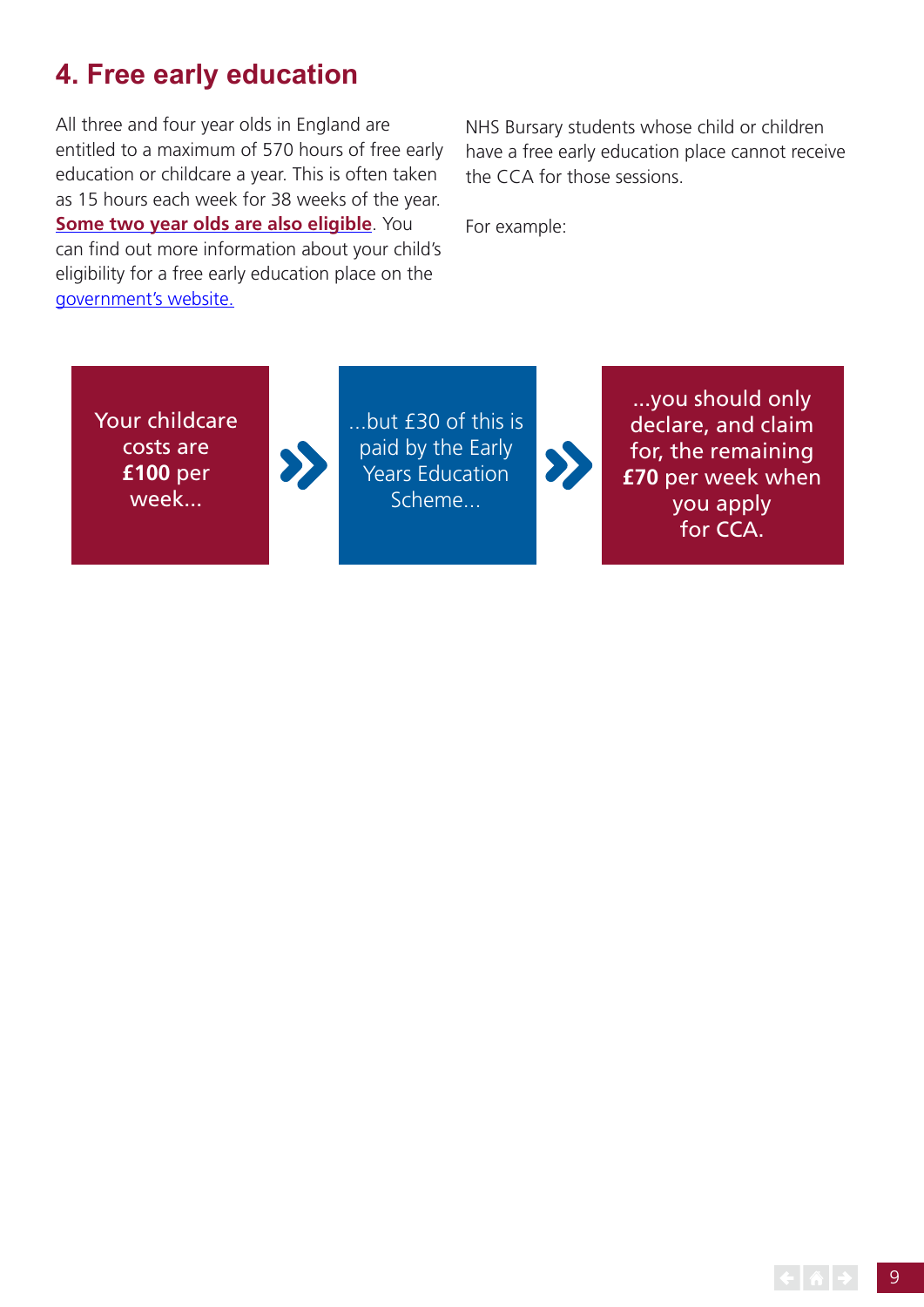## 4. Free early education

All three and four year olds in England are entitled to a maximum of 570 hours of free early education or childcare a year. This is often taken as 15 hours each week for 38 weeks of the year. **Some two year olds are also eligible**. You can find out more information about your child's eligibility for a free early education place on the government's website.

NHS Bursary students whose child or children have a free early education place cannot receive the CCA for those sessions.

For example:

Your childcare costs are **£100** per week...

...but £30 of this is paid by the Early Years Education Scheme...

...you should only declare, and claim for, the remaining **£70** per week when you apply for CCA.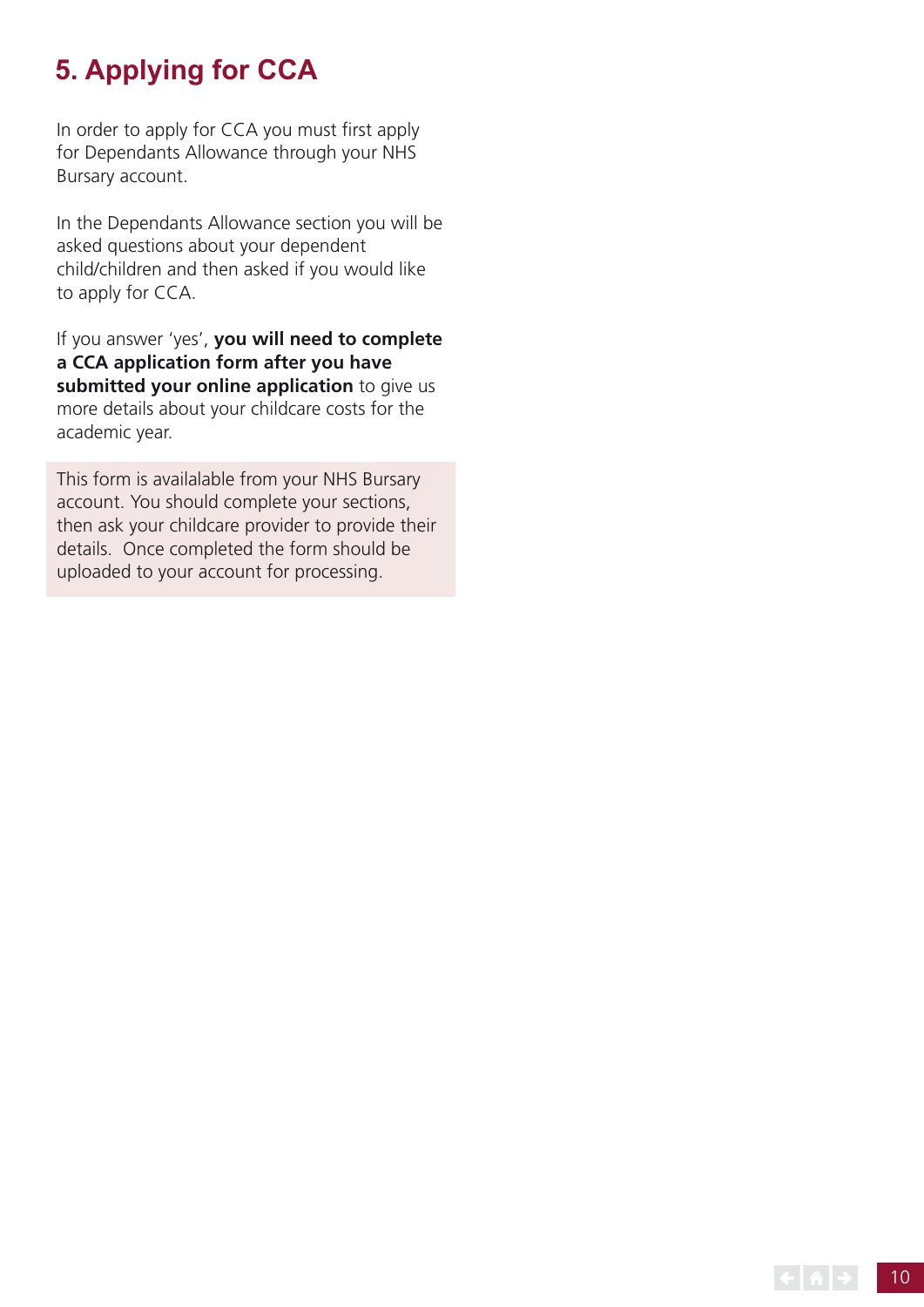## 5. Applying for CCA

In order to apply for CCA you must first apply for Dependants Allowance through your NHS Bursary account.

In the Dependants Allowance section you will be asked questions about your dependent child/children and then asked if you would like to apply for CCA.

If you answer 'yes', **you will need to complete a CCA application form after you have submitted your online application** to give us more details about your childcare costs for the academic year.

This form is availalable from your NHS Bursary account. You should complete your sections, then ask your childcare provider to provide their details. Once completed the form should be uploaded to your account for processing.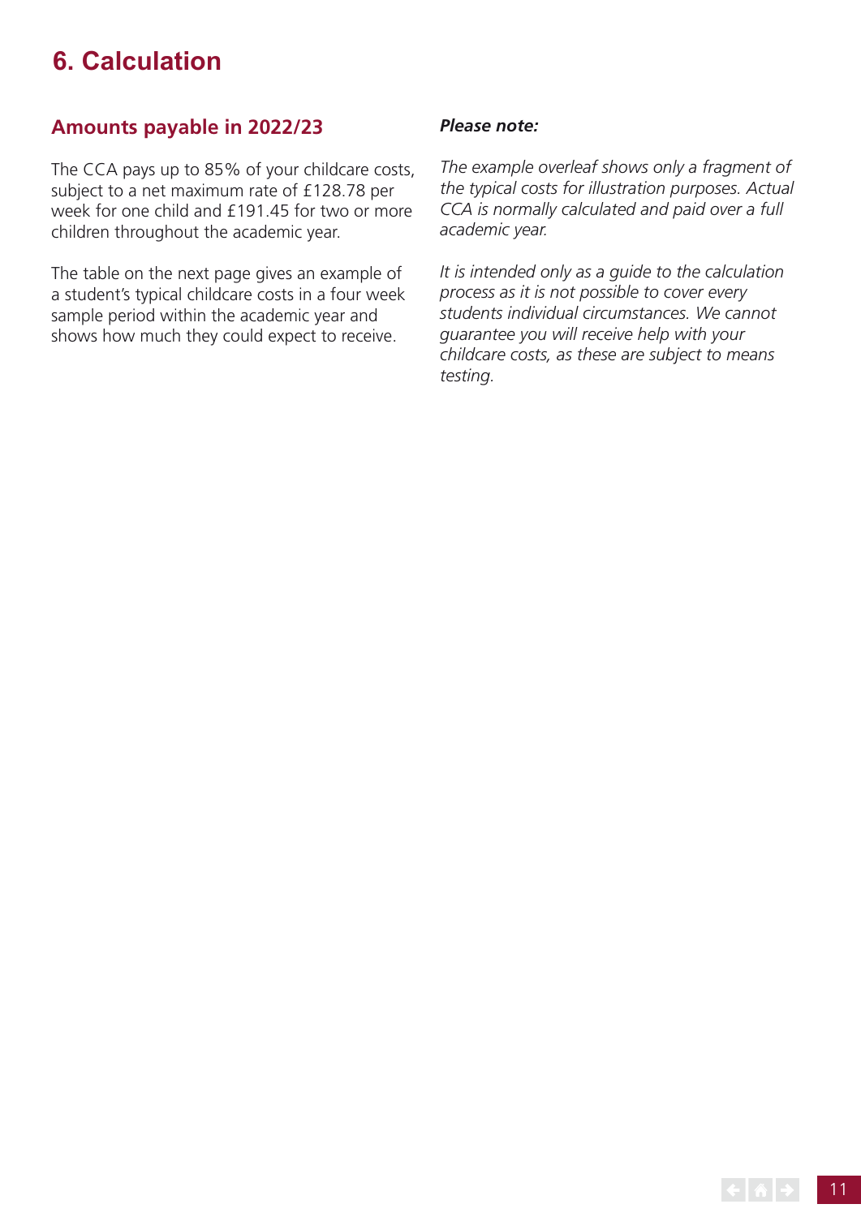# 6. Calculation

## Amounts payable in 2022/23

The CCA pays up to 85% of your childcare costs, subject to a net maximum rate of £128.78 per week for one child and £191.45 for two or more children throughout the academic year.

The table on the next page gives an example of a student's typical childcare costs in a four week sample period within the academic year and shows how much they could expect to receive.

***Please note:***

*The example overleaf shows only a fragment of the typical costs for illustration purposes. Actual CCA is normally calculated and paid over a full academic year.*

*It is intended only as a guide to the calculation process as it is not possible to cover every students individual circumstances. We cannot guarantee you will receive help with your childcare costs, as these are subject to means testing.*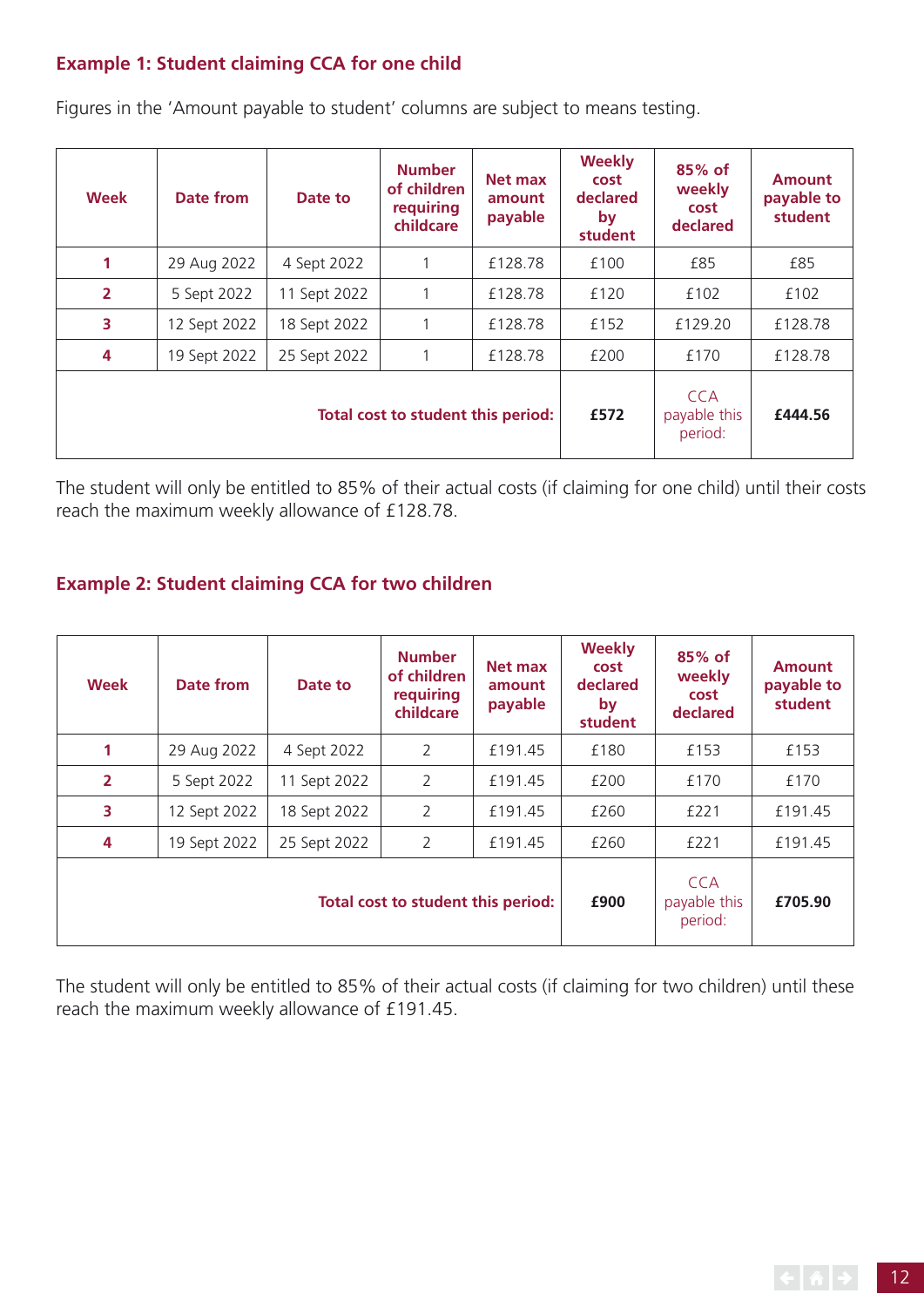### Example 1: Student claiming CCA for one child

Figures in the 'Amount payable to student' columns are subject to means testing.

| Week | Date from | Date to | Number of children requiring childcare | Net max amount payable | Weekly cost declared by student | 85% of weekly cost declared | Amount payable to student |
|---|---|---|---|---|---|---|---|
| 1 | 29 Aug 2022 | 4 Sept 2022 | 1 | £128.78 | £100 | £85 | £85 |
| 2 | 5 Sept 2022 | 11 Sept 2022 | 1 | £128.78 | £120 | £102 | £102 |
| 3 | 12 Sept 2022 | 18 Sept 2022 | 1 | £128.78 | £152 | £129.20 | £128.78 |
| 4 | 19 Sept 2022 | 25 Sept 2022 | 1 | £128.78 | £200 | £170 | £128.78 |
| | | | | Total cost to student this period: | **£572** | CCA payable this period: | **£444.56** |

The student will only be entitled to 85% of their actual costs (if claiming for one child) until their costs reach the maximum weekly allowance of £128.78.

### Example 2: Student claiming CCA for two children

| Week | Date from | Date to | Number of children requiring childcare | Net max amount payable | Weekly cost declared by student | 85% of weekly cost declared | Amount payable to student |
|---|---|---|---|---|---|---|---|
| 1 | 29 Aug 2022 | 4 Sept 2022 | 2 | £191.45 | £180 | £153 | £153 |
| 2 | 5 Sept 2022 | 11 Sept 2022 | 2 | £191.45 | £200 | £170 | £170 |
| 3 | 12 Sept 2022 | 18 Sept 2022 | 2 | £191.45 | £260 | £221 | £191.45 |
| 4 | 19 Sept 2022 | 25 Sept 2022 | 2 | £191.45 | £260 | £221 | £191.45 |
| | | | | Total cost to student this period: | **£900** | CCA payable this period: | **£705.90** |

The student will only be entitled to 85% of their actual costs (if claiming for two children) until these reach the maximum weekly allowance of £191.45.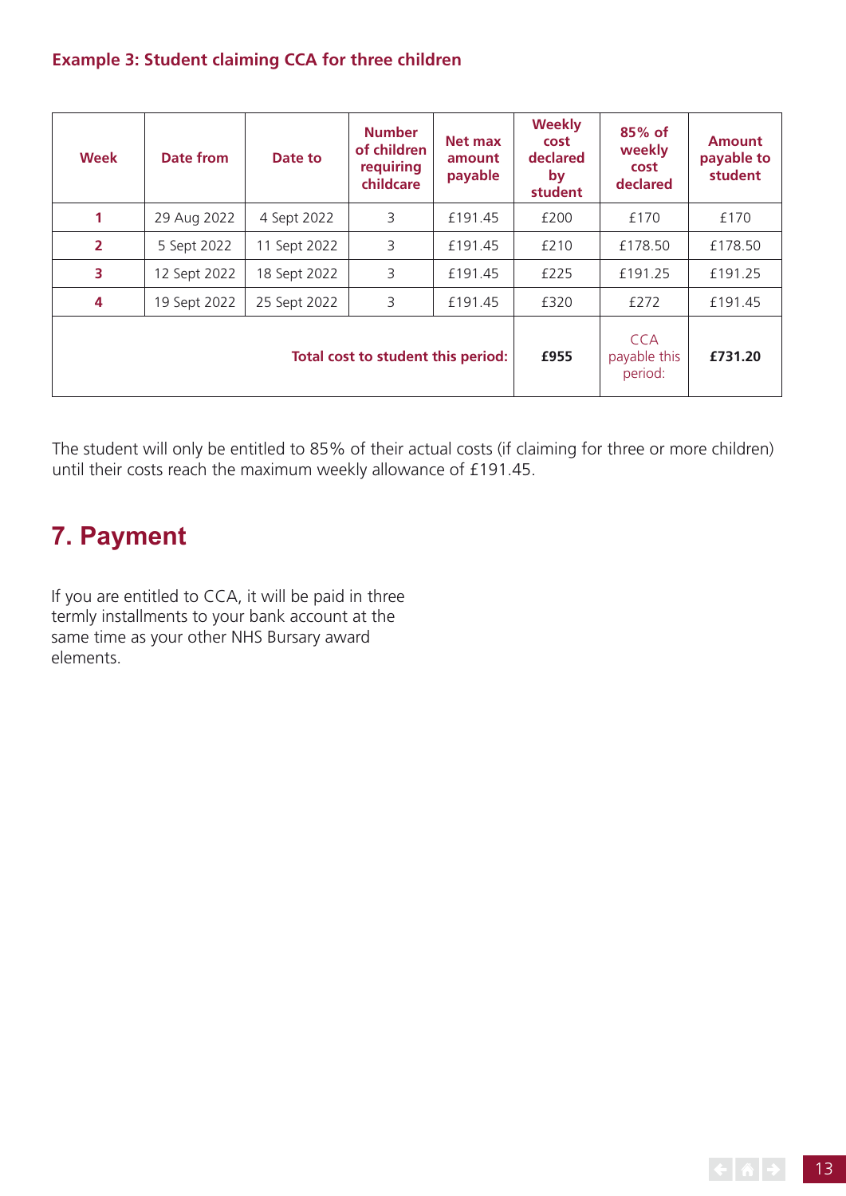### Example 3: Student claiming CCA for three children

| Week | Date from | Date to | Number of children requiring childcare | Net max amount payable | Weekly cost declared by student | 85% of weekly cost declared | Amount payable to student |
|---|---|---|---|---|---|---|---|
| 1 | 29 Aug 2022 | 4 Sept 2022 | 3 | £191.45 | £200 | £170 | £170 |
| 2 | 5 Sept 2022 | 11 Sept 2022 | 3 | £191.45 | £210 | £178.50 | £178.50 |
| 3 | 12 Sept 2022 | 18 Sept 2022 | 3 | £191.45 | £225 | £191.25 | £191.25 |
| 4 | 19 Sept 2022 | 25 Sept 2022 | 3 | £191.45 | £320 | £272 | £191.45 |
| **Total cost to student this period:** | | | | | **£955** | CCA payable this period: | **£731.20** |

The student will only be entitled to 85% of their actual costs (if claiming for three or more children) until their costs reach the maximum weekly allowance of £191.45.

## 7. Payment

If you are entitled to CCA, it will be paid in three termly installments to your bank account at the same time as your other NHS Bursary award elements.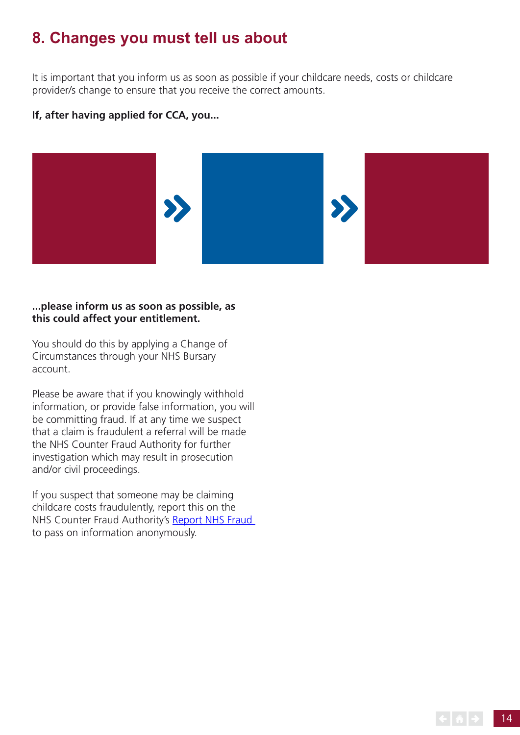# 8. Changes you must tell us about

It is important that you inform us as soon as possible if your childcare needs, costs or childcare provider/s change to ensure that you receive the correct amounts.

**If, after having applied for CCA, you...**

**...please inform us as soon as possible, as this could affect your entitlement.**

You should do this by applying a Change of Circumstances through your NHS Bursary account.

Please be aware that if you knowingly withhold information, or provide false information, you will be committing fraud. If at any time we suspect that a claim is fraudulent a referral will be made the NHS Counter Fraud Authority for further investigation which may result in prosecution and/or civil proceedings.

If you suspect that someone may be claiming childcare costs fraudulently, report this on the NHS Counter Fraud Authority's Report NHS Fraud to pass on information anonymously.